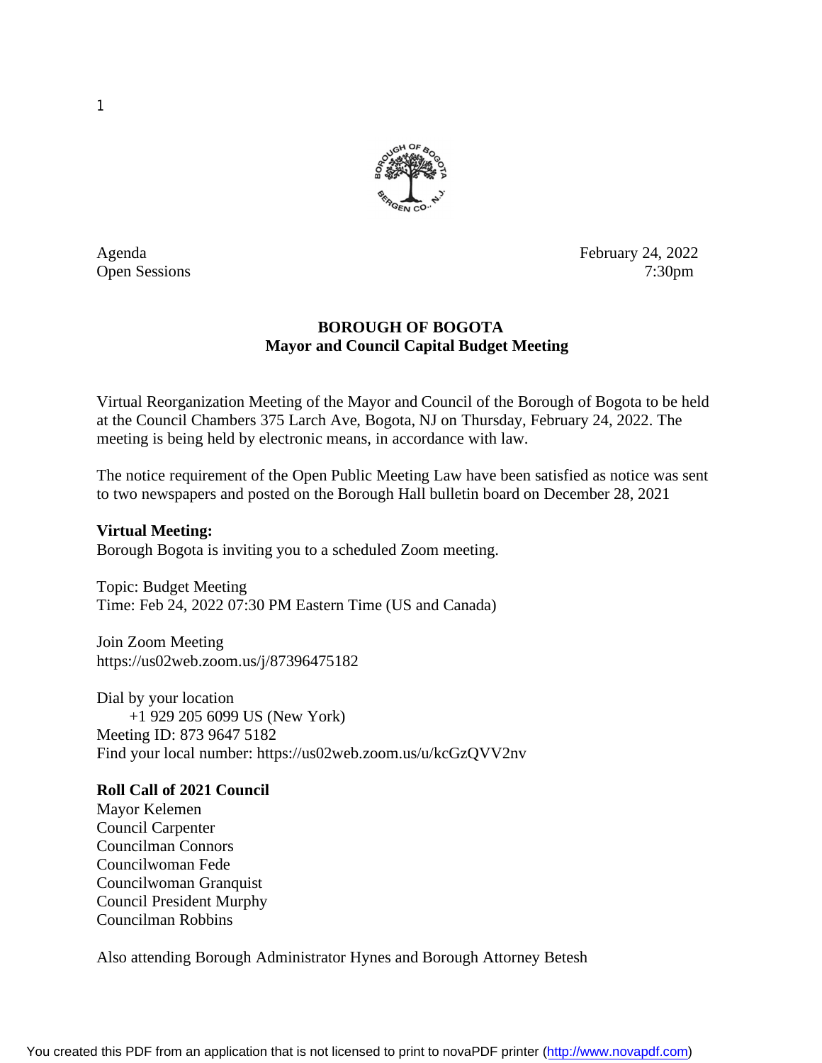Agenda
Open Sessions

February 24, 2022
7:30pm

**BOROUGH OF BOGOTA**
**Mayor and Council Capital Budget Meeting**

Virtual Reorganization Meeting of the Mayor and Council of the Borough of Bogota to be held at the Council Chambers 375 Larch Ave, Bogota, NJ on Thursday, February 24, 2022. The meeting is being held by electronic means, in accordance with law.

The notice requirement of the Open Public Meeting Law have been satisfied as notice was sent to two newspapers and posted on the Borough Hall bulletin board on December 28, 2021

**Virtual Meeting:**
Borough Bogota is inviting you to a scheduled Zoom meeting.

Topic: Budget Meeting
Time: Feb 24, 2022 07:30 PM Eastern Time (US and Canada)

Join Zoom Meeting
https://us02web.zoom.us/j/87396475182

Dial by your location
+1 929 205 6099 US (New York)
Meeting ID: 873 9647 5182
Find your local number: https://us02web.zoom.us/u/kcGzQVV2nv

**Roll Call of 2021 Council**
Mayor Kelemen
Council Carpenter
Councilman Connors
Councilwoman Fede
Councilwoman Granquist
Council President Murphy
Councilman Robbins

Also attending Borough Administrator Hynes and Borough Attorney Betesh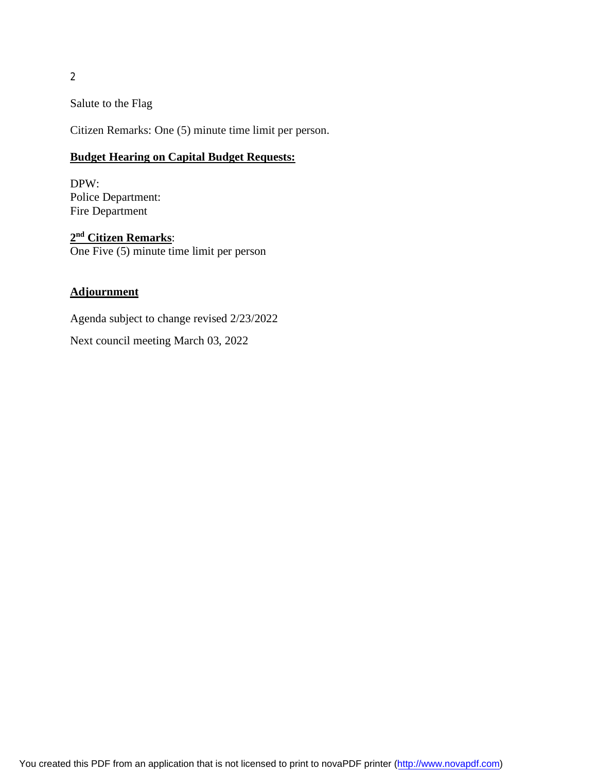Salute to the Flag

Citizen Remarks: One (5) minute time limit per person.

**Budget Hearing on Capital Budget Requests:**

DPW:
Police Department:
Fire Department

**2nd Citizen Remarks**:
One Five (5) minute time limit per person

**Adjournment**

Agenda subject to change revised 2/23/2022

Next council meeting March 03, 2022